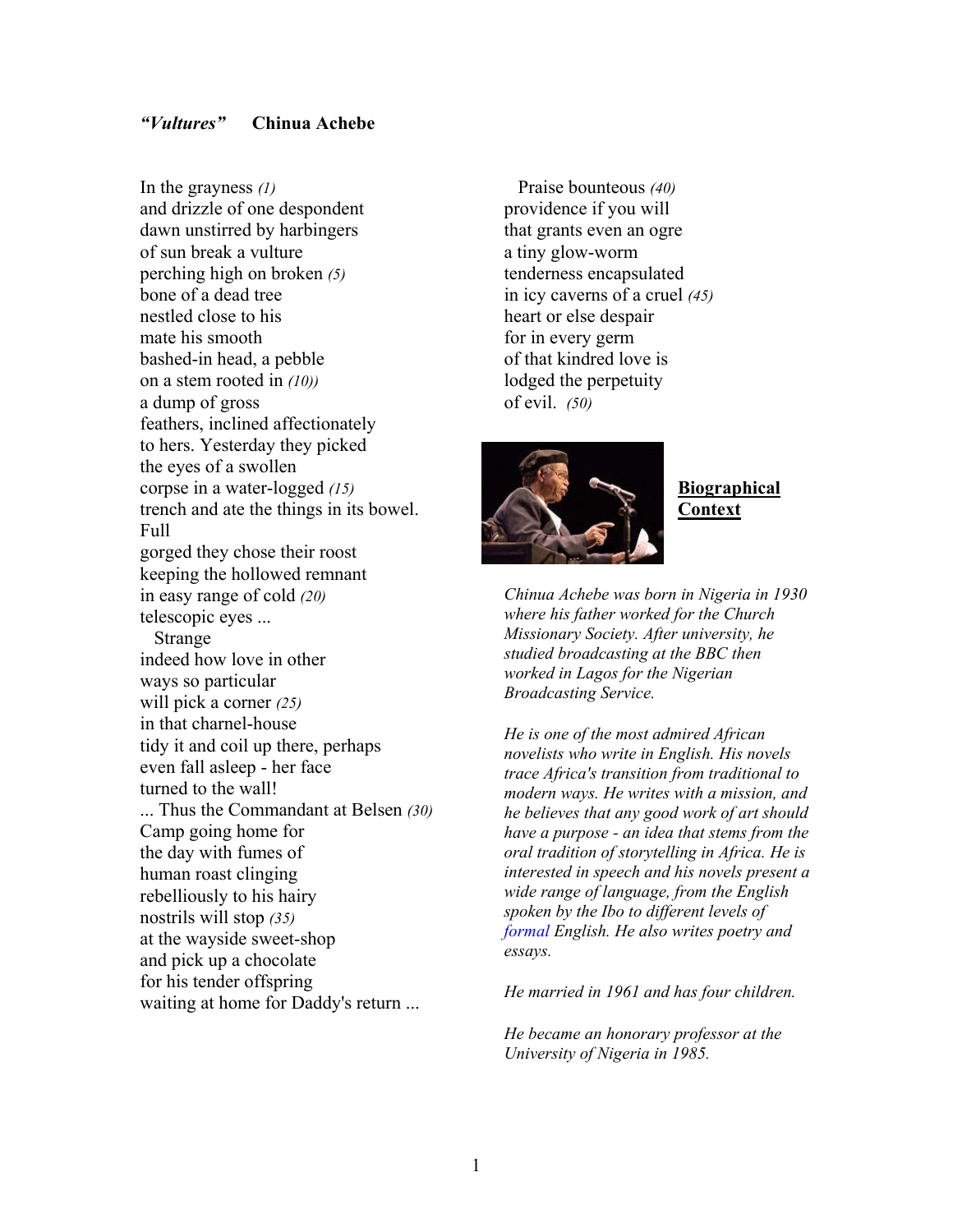### *"Vultures"* **Chinua Achebe**

In the grayness *(1)*
and drizzle of one despondent
dawn unstirred by harbingers
of sun break a vulture
perching high on broken *(5)*
bone of a dead tree
nestled close to his
mate his smooth
bashed-in head, a pebble
on a stem rooted in *(10))*
a dump of gross
feathers, inclined affectionately
to hers. Yesterday they picked
the eyes of a swollen
corpse in a water-logged *(15)*
trench and ate the things in its bowel.
Full
gorged they chose their roost
keeping the hollowed remnant
in easy range of cold *(20)*
telescopic eyes ...
  Strange
indeed how love in other
ways so particular
will pick a corner *(25)*
in that charnel-house
tidy it and coil up there, perhaps
even fall asleep - her face
turned to the wall!
... Thus the Commandant at Belsen *(30)*
Camp going home for
the day with fumes of
human roast clinging
rebelliously to his hairy
nostrils will stop *(35)*
at the wayside sweet-shop
and pick up a chocolate
for his tender offspring
waiting at home for Daddy's return ...

  Praise bounteous *(40)*
providence if you will
that grants even an ogre
a tiny glow-worm
tenderness encapsulated
in icy caverns of a cruel *(45)*
heart or else despair
for in every germ
of that kindred love is
lodged the perpetuity
of evil. *(50)*

**Biographical Context**

*Chinua Achebe was born in Nigeria in 1930 where his father worked for the Church Missionary Society. After university, he studied broadcasting at the BBC then worked in Lagos for the Nigerian Broadcasting Service.*

*He is one of the most admired African novelists who write in English. His novels trace Africa's transition from traditional to modern ways. He writes with a mission, and he believes that any good work of art should have a purpose - an idea that stems from the oral tradition of storytelling in Africa. He is interested in speech and his novels present a wide range of language, from the English spoken by the Ibo to different levels of formal English. He also writes poetry and essays.*

*He married in 1961 and has four children.*

*He became an honorary professor at the University of Nigeria in 1985.*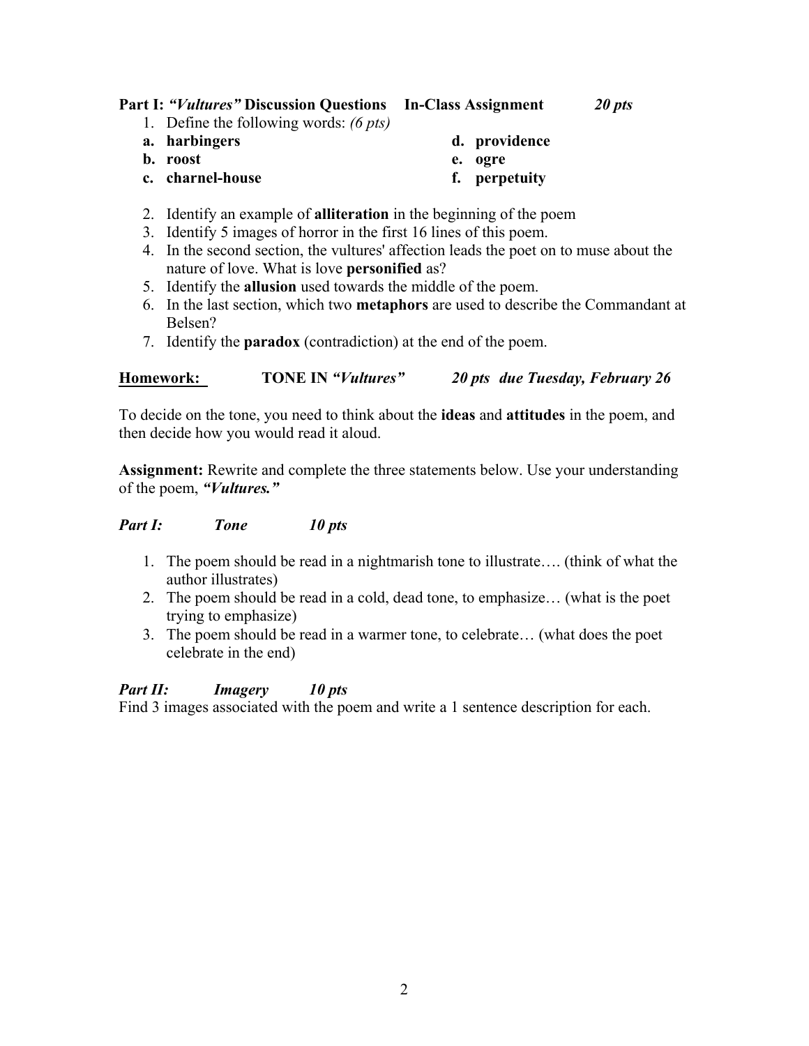**Part I: *"Vultures"* Discussion Questions    In-Class Assignment    *20 pts***

1. Define the following words: *(6 pts)*

   **a. harbingers**
   **b. roost**
   **c. charnel-house**
   **d. providence**
   **e. ogre**
   **f. perpetuity**

2. Identify an example of **alliteration** in the beginning of the poem
3. Identify 5 images of horror in the first 16 lines of this poem.
4. In the second section, the vultures' affection leads the poet on to muse about the nature of love. What is love **personified** as?
5. Identify the **allusion** used towards the middle of the poem.
6. In the last section, which two **metaphors** are used to describe the Commandant at Belsen?
7. Identify the **paradox** (contradiction) at the end of the poem.

<u>**Homework:**</u>    **TONE IN *"Vultures"***    ***20 pts  due Tuesday, February 26***

To decide on the tone, you need to think about the **ideas** and **attitudes** in the poem, and then decide how you would read it aloud.

**Assignment:** Rewrite and complete the three statements below. Use your understanding of the poem, ***"Vultures."***

***Part I:    Tone    10 pts***

1. The poem should be read in a nightmarish tone to illustrate…. (think of what the author illustrates)
2. The poem should be read in a cold, dead tone, to emphasize… (what is the poet trying to emphasize)
3. The poem should be read in a warmer tone, to celebrate… (what does the poet celebrate in the end)

***Part II:    Imagery    10 pts***

Find 3 images associated with the poem and write a 1 sentence description for each.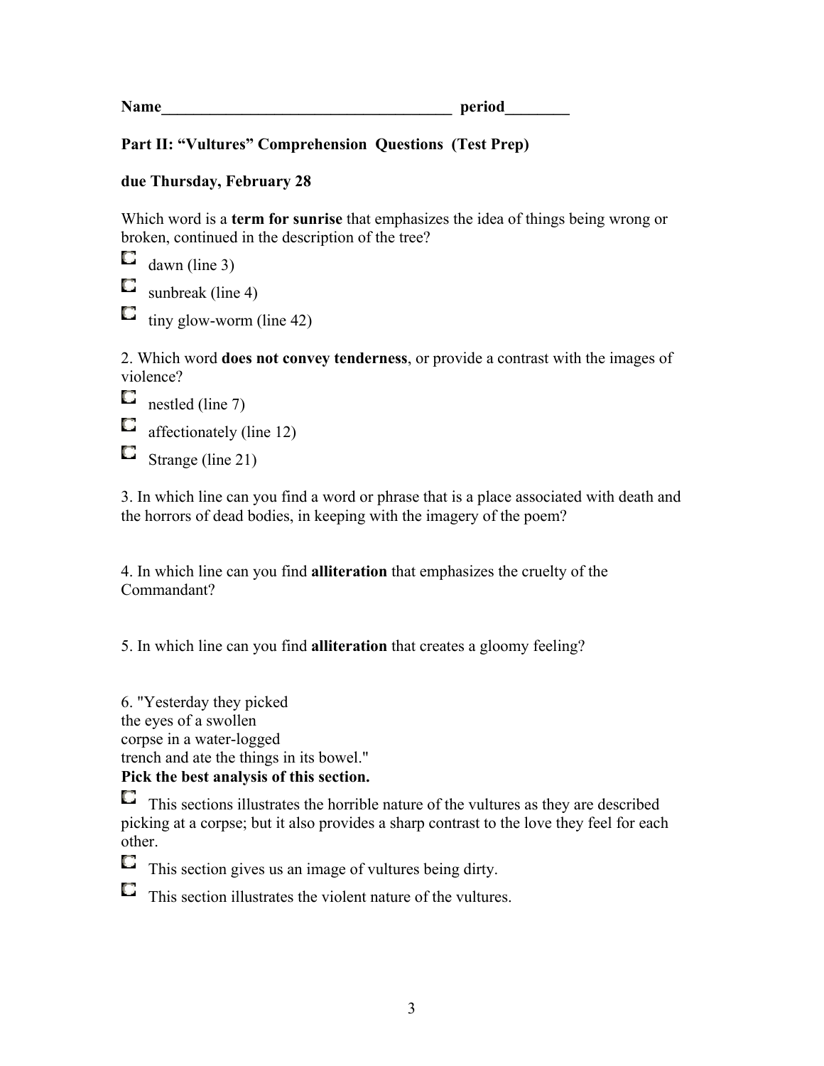**Name_____________________________________ period________**

**Part II: "Vultures" Comprehension Questions (Test Prep)**

**due Thursday, February 28**

Which word is a **term for sunrise** that emphasizes the idea of things being wrong or broken, continued in the description of the tree?

- dawn (line 3)
- sunbreak (line 4)
- tiny glow-worm (line 42)

2. Which word **does not convey tenderness**, or provide a contrast with the images of violence?

- nestled (line 7)
- affectionately (line 12)
- Strange (line 21)

3. In which line can you find a word or phrase that is a place associated with death and the horrors of dead bodies, in keeping with the imagery of the poem?

4. In which line can you find **alliteration** that emphasizes the cruelty of the Commandant?

5. In which line can you find **alliteration** that creates a gloomy feeling?

6. "Yesterday they picked
the eyes of a swollen
corpse in a water-logged
trench and ate the things in its bowel."

**Pick the best analysis of this section.**

- This sections illustrates the horrible nature of the vultures as they are described picking at a corpse; but it also provides a sharp contrast to the love they feel for each other.
- This section gives us an image of vultures being dirty.
- This section illustrates the violent nature of the vultures.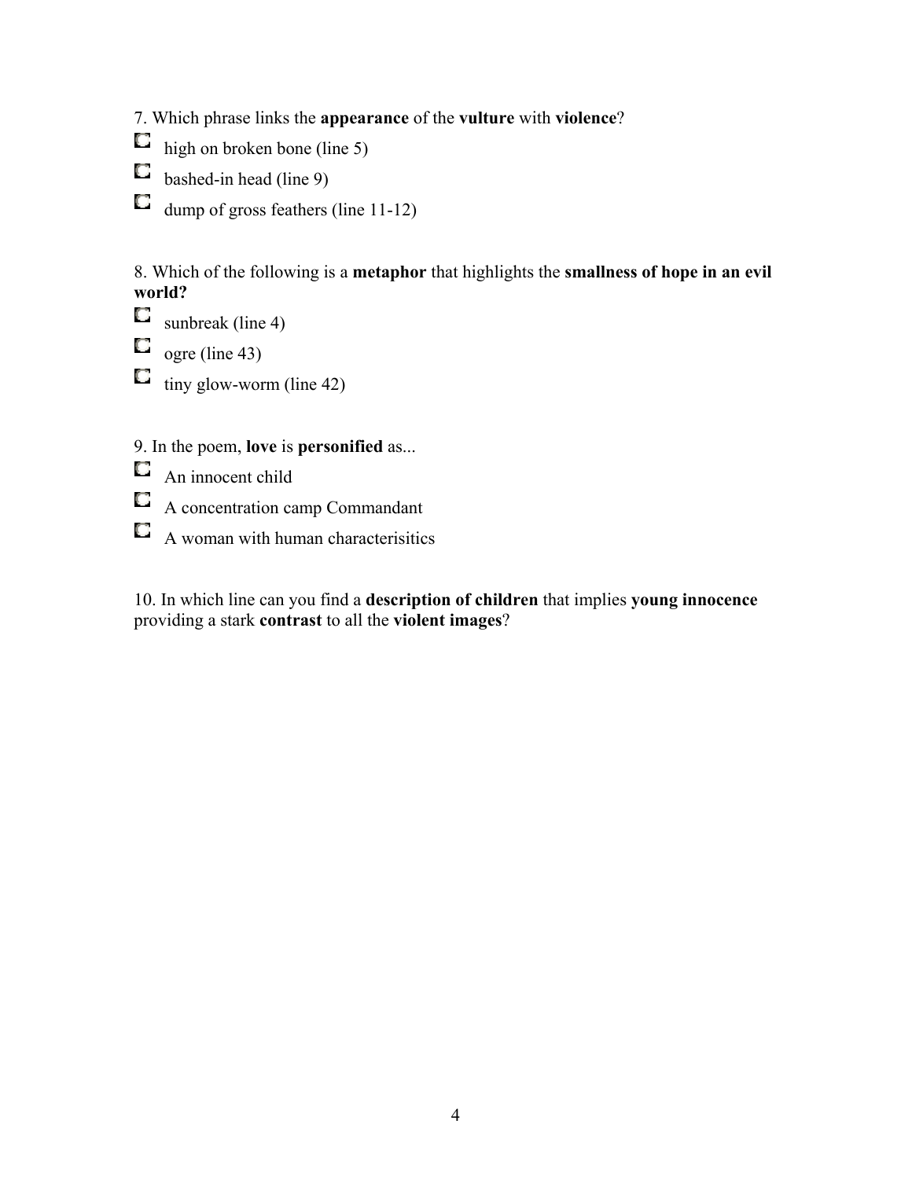7. Which phrase links the **appearance** of the **vulture** with **violence**?

- high on broken bone (line 5)
- bashed-in head (line 9)
- dump of gross feathers (line 11-12)

8. Which of the following is a **metaphor** that highlights the **smallness of hope in an evil world?**

- sunbreak (line 4)
- ogre (line 43)
- tiny glow-worm (line 42)

9. In the poem, **love** is **personified** as...

- An innocent child
- A concentration camp Commandant
- A woman with human characterisitics

10. In which line can you find a **description of children** that implies **young innocence** providing a stark **contrast** to all the **violent images**?